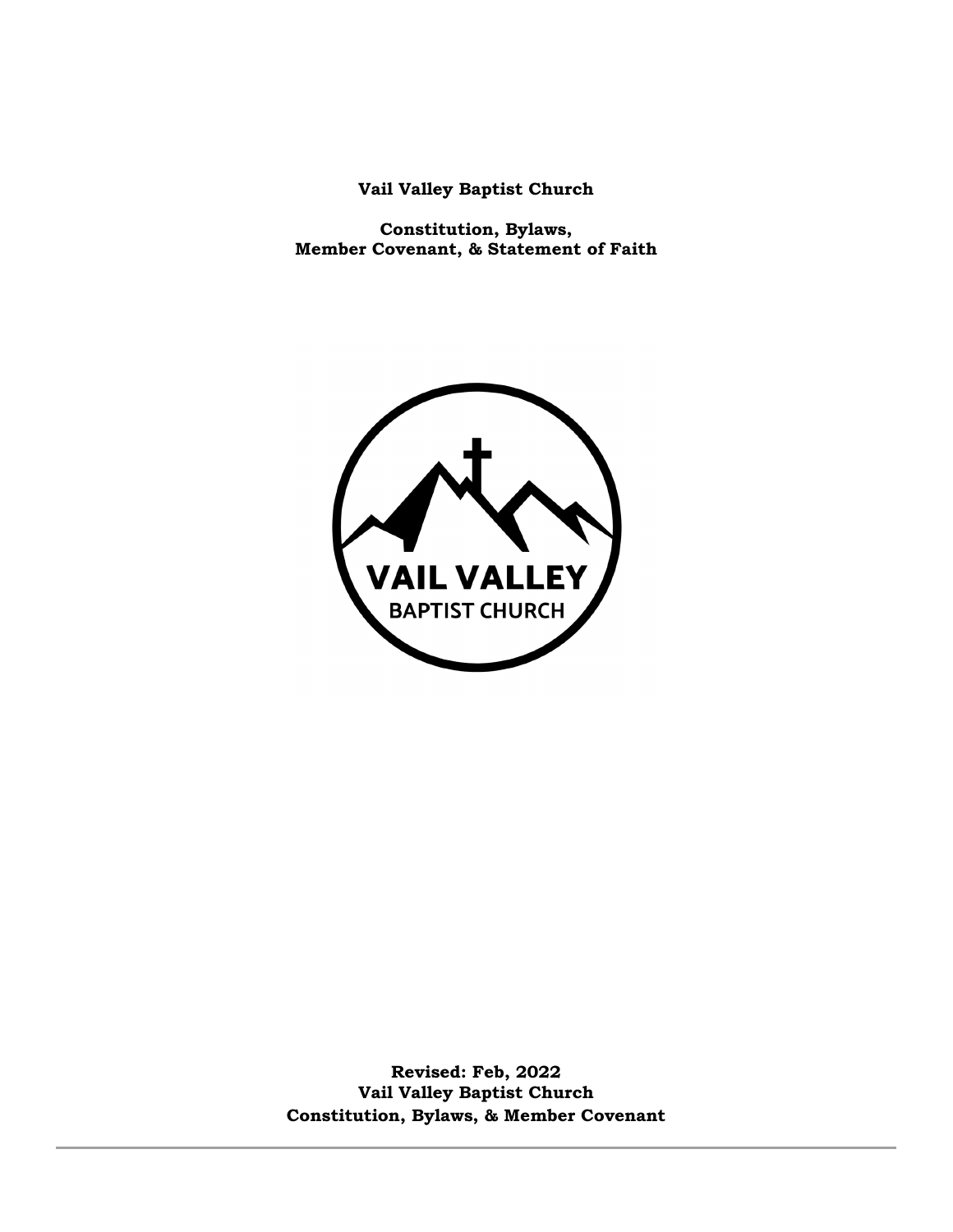**Vail Valley Baptist Church**

**Constitution, Bylaws,**
**Member Covenant, & Statement of Faith**

VAIL VALLEY
BAPTIST CHURCH

**Revised: Feb, 2022**
**Vail Valley Baptist Church**
**Constitution, Bylaws, & Member Covenant**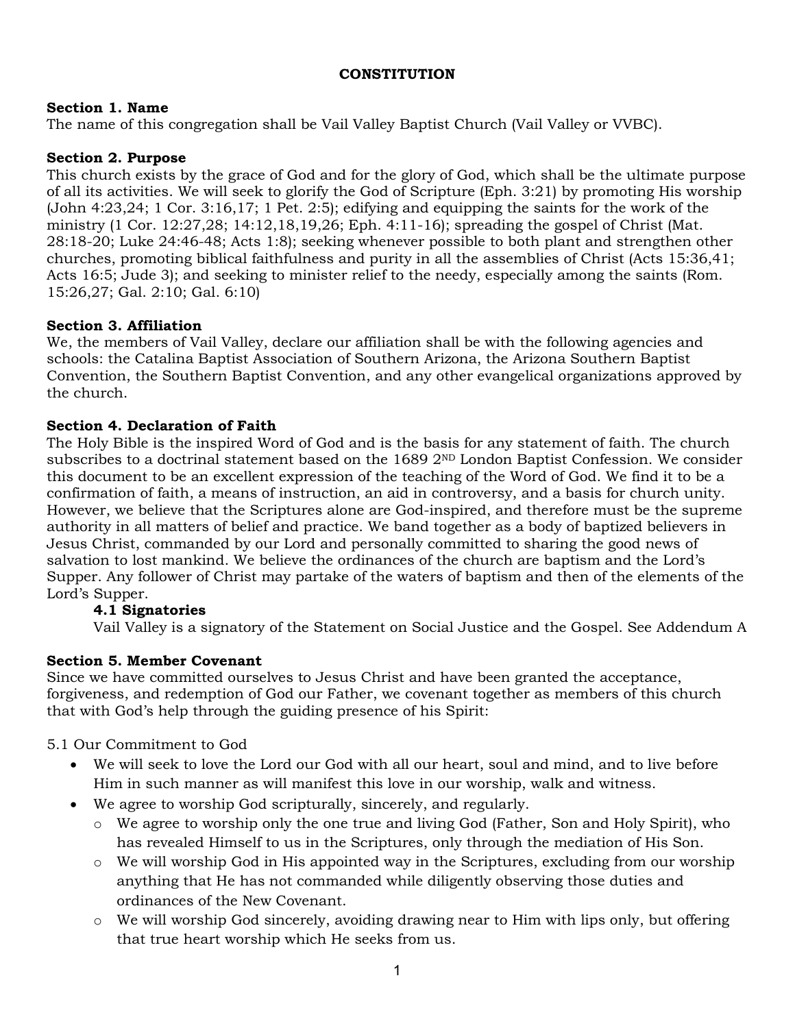# CONSTITUTION

**Section 1. Name**
The name of this congregation shall be Vail Valley Baptist Church (Vail Valley or VVBC).

**Section 2. Purpose**
This church exists by the grace of God and for the glory of God, which shall be the ultimate purpose of all its activities. We will seek to glorify the God of Scripture (Eph. 3:21) by promoting His worship (John 4:23,24; 1 Cor. 3:16,17; 1 Pet. 2:5); edifying and equipping the saints for the work of the ministry (1 Cor. 12:27,28; 14:12,18,19,26; Eph. 4:11-16); spreading the gospel of Christ (Mat. 28:18-20; Luke 24:46-48; Acts 1:8); seeking whenever possible to both plant and strengthen other churches, promoting biblical faithfulness and purity in all the assemblies of Christ (Acts 15:36,41; Acts 16:5; Jude 3); and seeking to minister relief to the needy, especially among the saints (Rom. 15:26,27; Gal. 2:10; Gal. 6:10)

**Section 3. Affiliation**
We, the members of Vail Valley, declare our affiliation shall be with the following agencies and schools: the Catalina Baptist Association of Southern Arizona, the Arizona Southern Baptist Convention, the Southern Baptist Convention, and any other evangelical organizations approved by the church.

**Section 4. Declaration of Faith**
The Holy Bible is the inspired Word of God and is the basis for any statement of faith. The church subscribes to a doctrinal statement based on the 1689 2ND London Baptist Confession. We consider this document to be an excellent expression of the teaching of the Word of God. We find it to be a confirmation of faith, a means of instruction, an aid in controversy, and a basis for church unity. However, we believe that the Scriptures alone are God-inspired, and therefore must be the supreme authority in all matters of belief and practice. We band together as a body of baptized believers in Jesus Christ, commanded by our Lord and personally committed to sharing the good news of salvation to lost mankind. We believe the ordinances of the church are baptism and the Lord's Supper. Any follower of Christ may partake of the waters of baptism and then of the elements of the Lord's Supper.

**4.1 Signatories**
Vail Valley is a signatory of the Statement on Social Justice and the Gospel. See Addendum A

**Section 5. Member Covenant**
Since we have committed ourselves to Jesus Christ and have been granted the acceptance, forgiveness, and redemption of God our Father, we covenant together as members of this church that with God's help through the guiding presence of his Spirit:

5.1 Our Commitment to God

- We will seek to love the Lord our God with all our heart, soul and mind, and to live before Him in such manner as will manifest this love in our worship, walk and witness.
- We agree to worship God scripturally, sincerely, and regularly.
  - We agree to worship only the one true and living God (Father, Son and Holy Spirit), who has revealed Himself to us in the Scriptures, only through the mediation of His Son.
  - We will worship God in His appointed way in the Scriptures, excluding from our worship anything that He has not commanded while diligently observing those duties and ordinances of the New Covenant.
  - We will worship God sincerely, avoiding drawing near to Him with lips only, but offering that true heart worship which He seeks from us.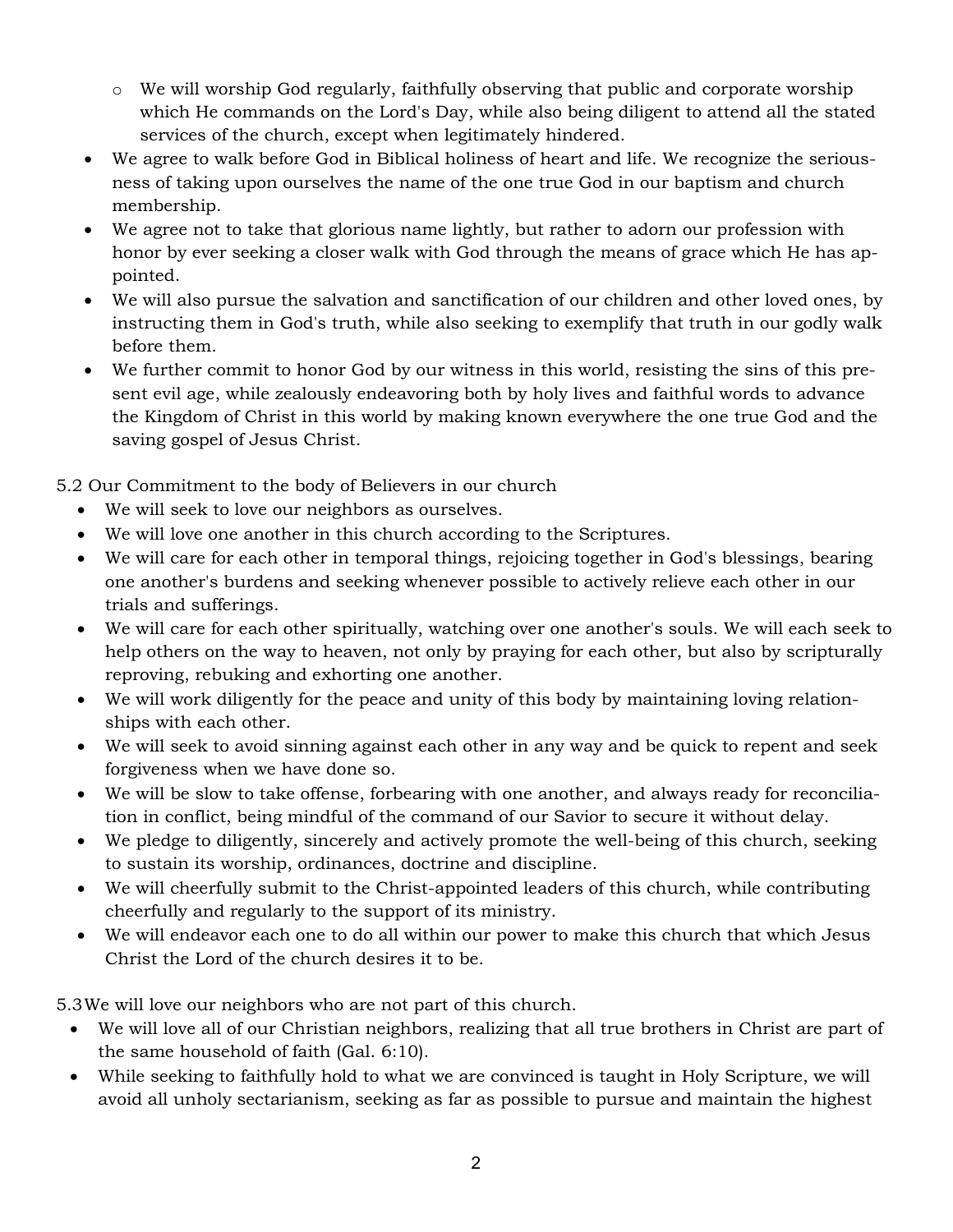- We will worship God regularly, faithfully observing that public and corporate worship which He commands on the Lord's Day, while also being diligent to attend all the stated services of the church, except when legitimately hindered.
- We agree to walk before God in Biblical holiness of heart and life. We recognize the seriousness of taking upon ourselves the name of the one true God in our baptism and church membership.
- We agree not to take that glorious name lightly, but rather to adorn our profession with honor by ever seeking a closer walk with God through the means of grace which He has appointed.
- We will also pursue the salvation and sanctification of our children and other loved ones, by instructing them in God's truth, while also seeking to exemplify that truth in our godly walk before them.
- We further commit to honor God by our witness in this world, resisting the sins of this present evil age, while zealously endeavoring both by holy lives and faithful words to advance the Kingdom of Christ in this world by making known everywhere the one true God and the saving gospel of Jesus Christ.

5.2 Our Commitment to the body of Believers in our church

- We will seek to love our neighbors as ourselves.
- We will love one another in this church according to the Scriptures.
- We will care for each other in temporal things, rejoicing together in God's blessings, bearing one another's burdens and seeking whenever possible to actively relieve each other in our trials and sufferings.
- We will care for each other spiritually, watching over one another's souls. We will each seek to help others on the way to heaven, not only by praying for each other, but also by scripturally reproving, rebuking and exhorting one another.
- We will work diligently for the peace and unity of this body by maintaining loving relationships with each other.
- We will seek to avoid sinning against each other in any way and be quick to repent and seek forgiveness when we have done so.
- We will be slow to take offense, forbearing with one another, and always ready for reconciliation in conflict, being mindful of the command of our Savior to secure it without delay.
- We pledge to diligently, sincerely and actively promote the well-being of this church, seeking to sustain its worship, ordinances, doctrine and discipline.
- We will cheerfully submit to the Christ-appointed leaders of this church, while contributing cheerfully and regularly to the support of its ministry.
- We will endeavor each one to do all within our power to make this church that which Jesus Christ the Lord of the church desires it to be.

5.3 We will love our neighbors who are not part of this church.

- We will love all of our Christian neighbors, realizing that all true brothers in Christ are part of the same household of faith (Gal. 6:10).
- While seeking to faithfully hold to what we are convinced is taught in Holy Scripture, we will avoid all unholy sectarianism, seeking as far as possible to pursue and maintain the highest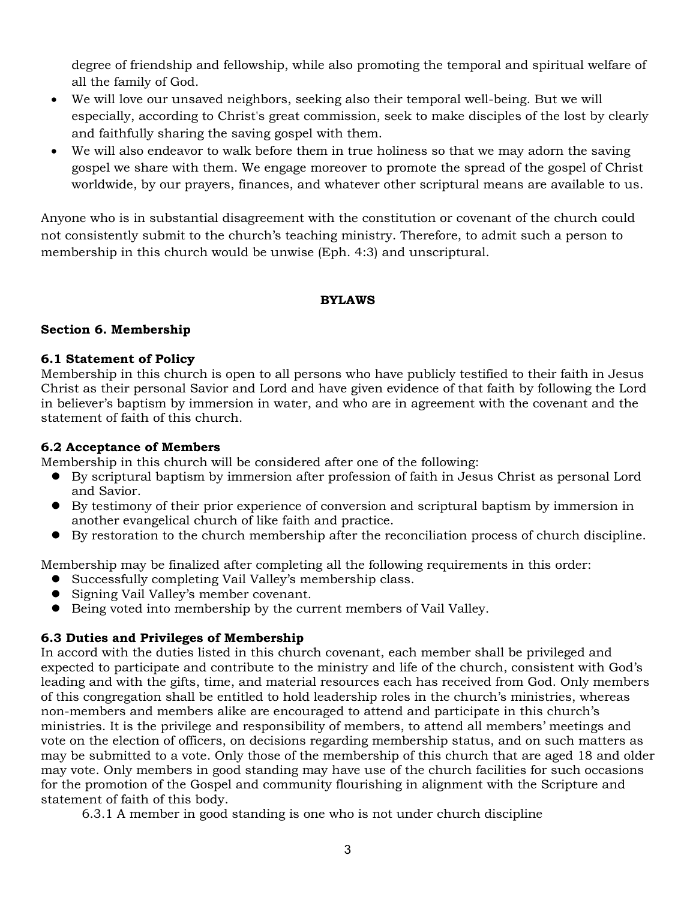degree of friendship and fellowship, while also promoting the temporal and spiritual welfare of all the family of God.

- We will love our unsaved neighbors, seeking also their temporal well-being. But we will especially, according to Christ's great commission, seek to make disciples of the lost by clearly and faithfully sharing the saving gospel with them.
- We will also endeavor to walk before them in true holiness so that we may adorn the saving gospel we share with them. We engage moreover to promote the spread of the gospel of Christ worldwide, by our prayers, finances, and whatever other scriptural means are available to us.

Anyone who is in substantial disagreement with the constitution or covenant of the church could not consistently submit to the church's teaching ministry. Therefore, to admit such a person to membership in this church would be unwise (Eph. 4:3) and unscriptural.

## BYLAWS

### Section 6. Membership

#### 6.1 Statement of Policy

Membership in this church is open to all persons who have publicly testified to their faith in Jesus Christ as their personal Savior and Lord and have given evidence of that faith by following the Lord in believer's baptism by immersion in water, and who are in agreement with the covenant and the statement of faith of this church.

#### 6.2 Acceptance of Members

Membership in this church will be considered after one of the following:

- By scriptural baptism by immersion after profession of faith in Jesus Christ as personal Lord and Savior.
- By testimony of their prior experience of conversion and scriptural baptism by immersion in another evangelical church of like faith and practice.
- By restoration to the church membership after the reconciliation process of church discipline.

Membership may be finalized after completing all the following requirements in this order:

- Successfully completing Vail Valley's membership class.
- Signing Vail Valley's member covenant.
- Being voted into membership by the current members of Vail Valley.

#### 6.3 Duties and Privileges of Membership

In accord with the duties listed in this church covenant, each member shall be privileged and expected to participate and contribute to the ministry and life of the church, consistent with God's leading and with the gifts, time, and material resources each has received from God. Only members of this congregation shall be entitled to hold leadership roles in the church's ministries, whereas non-members and members alike are encouraged to attend and participate in this church's ministries. It is the privilege and responsibility of members, to attend all members' meetings and vote on the election of officers, on decisions regarding membership status, and on such matters as may be submitted to a vote. Only those of the membership of this church that are aged 18 and older may vote. Only members in good standing may have use of the church facilities for such occasions for the promotion of the Gospel and community flourishing in alignment with the Scripture and statement of faith of this body.

6.3.1 A member in good standing is one who is not under church discipline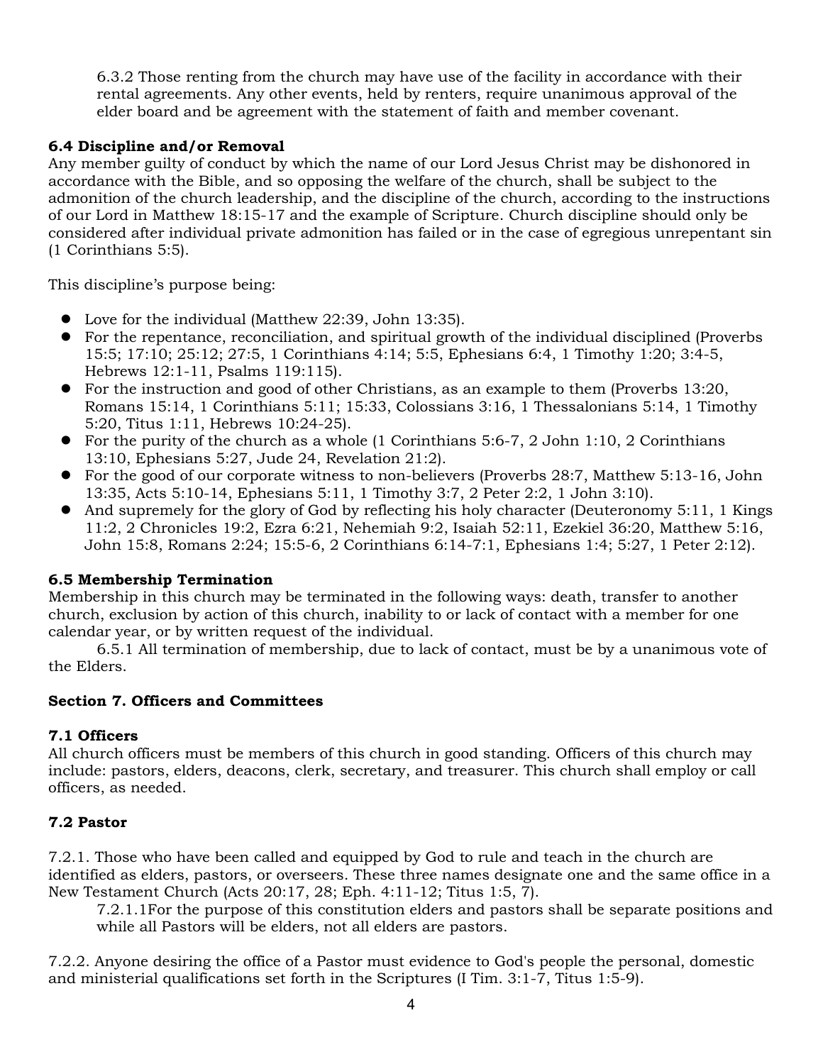6.3.2 Those renting from the church may have use of the facility in accordance with their rental agreements. Any other events, held by renters, require unanimous approval of the elder board and be agreement with the statement of faith and member covenant.

**6.4 Discipline and/or Removal**

Any member guilty of conduct by which the name of our Lord Jesus Christ may be dishonored in accordance with the Bible, and so opposing the welfare of the church, shall be subject to the admonition of the church leadership, and the discipline of the church, according to the instructions of our Lord in Matthew 18:15-17 and the example of Scripture. Church discipline should only be considered after individual private admonition has failed or in the case of egregious unrepentant sin (1 Corinthians 5:5).

This discipline's purpose being:

- Love for the individual (Matthew 22:39, John 13:35).
- For the repentance, reconciliation, and spiritual growth of the individual disciplined (Proverbs 15:5; 17:10; 25:12; 27:5, 1 Corinthians 4:14; 5:5, Ephesians 6:4, 1 Timothy 1:20; 3:4-5, Hebrews 12:1-11, Psalms 119:115).
- For the instruction and good of other Christians, as an example to them (Proverbs 13:20, Romans 15:14, 1 Corinthians 5:11; 15:33, Colossians 3:16, 1 Thessalonians 5:14, 1 Timothy 5:20, Titus 1:11, Hebrews 10:24-25).
- For the purity of the church as a whole (1 Corinthians 5:6-7, 2 John 1:10, 2 Corinthians 13:10, Ephesians 5:27, Jude 24, Revelation 21:2).
- For the good of our corporate witness to non-believers (Proverbs 28:7, Matthew 5:13-16, John 13:35, Acts 5:10-14, Ephesians 5:11, 1 Timothy 3:7, 2 Peter 2:2, 1 John 3:10).
- And supremely for the glory of God by reflecting his holy character (Deuteronomy 5:11, 1 Kings 11:2, 2 Chronicles 19:2, Ezra 6:21, Nehemiah 9:2, Isaiah 52:11, Ezekiel 36:20, Matthew 5:16, John 15:8, Romans 2:24; 15:5-6, 2 Corinthians 6:14-7:1, Ephesians 1:4; 5:27, 1 Peter 2:12).

**6.5 Membership Termination**

Membership in this church may be terminated in the following ways: death, transfer to another church, exclusion by action of this church, inability to or lack of contact with a member for one calendar year, or by written request of the individual.

6.5.1 All termination of membership, due to lack of contact, must be by a unanimous vote of the Elders.

**Section 7. Officers and Committees**

**7.1 Officers**

All church officers must be members of this church in good standing. Officers of this church may include: pastors, elders, deacons, clerk, secretary, and treasurer. This church shall employ or call officers, as needed.

**7.2 Pastor**

7.2.1. Those who have been called and equipped by God to rule and teach in the church are identified as elders, pastors, or overseers. These three names designate one and the same office in a New Testament Church (Acts 20:17, 28; Eph. 4:11-12; Titus 1:5, 7).

7.2.1.1For the purpose of this constitution elders and pastors shall be separate positions and while all Pastors will be elders, not all elders are pastors.

7.2.2. Anyone desiring the office of a Pastor must evidence to God's people the personal, domestic and ministerial qualifications set forth in the Scriptures (I Tim. 3:1-7, Titus 1:5-9).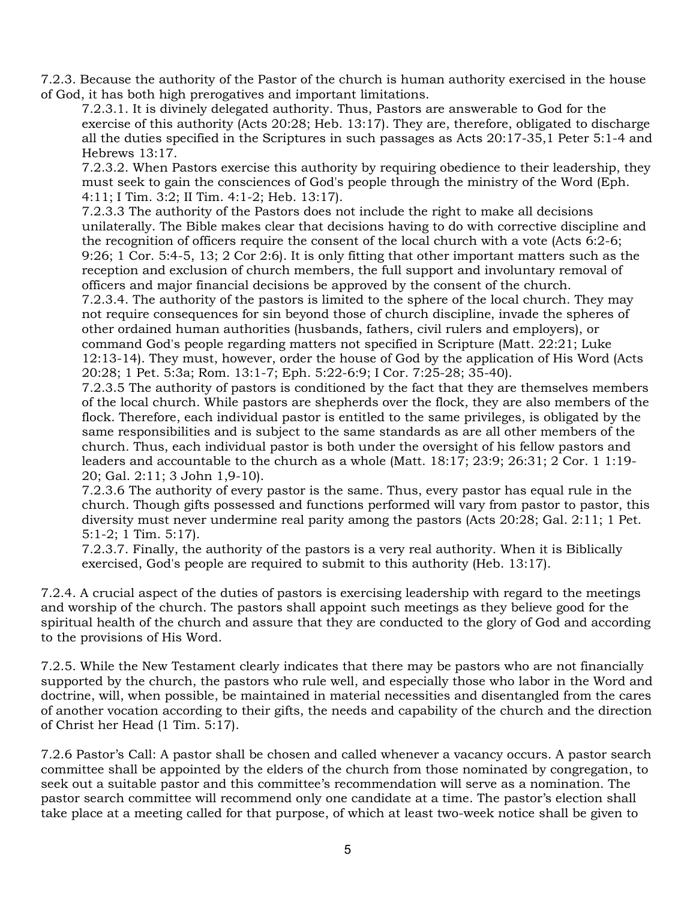7.2.3. Because the authority of the Pastor of the church is human authority exercised in the house of God, it has both high prerogatives and important limitations.

7.2.3.1. It is divinely delegated authority. Thus, Pastors are answerable to God for the exercise of this authority (Acts 20:28; Heb. 13:17). They are, therefore, obligated to discharge all the duties specified in the Scriptures in such passages as Acts 20:17-35,1 Peter 5:1-4 and Hebrews 13:17.

7.2.3.2. When Pastors exercise this authority by requiring obedience to their leadership, they must seek to gain the consciences of God's people through the ministry of the Word (Eph. 4:11; I Tim. 3:2; II Tim. 4:1-2; Heb. 13:17).

7.2.3.3 The authority of the Pastors does not include the right to make all decisions unilaterally. The Bible makes clear that decisions having to do with corrective discipline and the recognition of officers require the consent of the local church with a vote (Acts 6:2-6; 9:26; 1 Cor. 5:4-5, 13; 2 Cor 2:6). It is only fitting that other important matters such as the reception and exclusion of church members, the full support and involuntary removal of officers and major financial decisions be approved by the consent of the church.

7.2.3.4. The authority of the pastors is limited to the sphere of the local church. They may not require consequences for sin beyond those of church discipline, invade the spheres of other ordained human authorities (husbands, fathers, civil rulers and employers), or command God's people regarding matters not specified in Scripture (Matt. 22:21; Luke 12:13-14). They must, however, order the house of God by the application of His Word (Acts 20:28; 1 Pet. 5:3a; Rom. 13:1-7; Eph. 5:22-6:9; I Cor. 7:25-28; 35-40).

7.2.3.5 The authority of pastors is conditioned by the fact that they are themselves members of the local church. While pastors are shepherds over the flock, they are also members of the flock. Therefore, each individual pastor is entitled to the same privileges, is obligated by the same responsibilities and is subject to the same standards as are all other members of the church. Thus, each individual pastor is both under the oversight of his fellow pastors and leaders and accountable to the church as a whole (Matt. 18:17; 23:9; 26:31; 2 Cor. 1 1:19-20; Gal. 2:11; 3 John 1,9-10).

7.2.3.6 The authority of every pastor is the same. Thus, every pastor has equal rule in the church. Though gifts possessed and functions performed will vary from pastor to pastor, this diversity must never undermine real parity among the pastors (Acts 20:28; Gal. 2:11; 1 Pet. 5:1-2; 1 Tim. 5:17).

7.2.3.7. Finally, the authority of the pastors is a very real authority. When it is Biblically exercised, God's people are required to submit to this authority (Heb. 13:17).

7.2.4. A crucial aspect of the duties of pastors is exercising leadership with regard to the meetings and worship of the church. The pastors shall appoint such meetings as they believe good for the spiritual health of the church and assure that they are conducted to the glory of God and according to the provisions of His Word.

7.2.5. While the New Testament clearly indicates that there may be pastors who are not financially supported by the church, the pastors who rule well, and especially those who labor in the Word and doctrine, will, when possible, be maintained in material necessities and disentangled from the cares of another vocation according to their gifts, the needs and capability of the church and the direction of Christ her Head (1 Tim. 5:17).

7.2.6 Pastor's Call: A pastor shall be chosen and called whenever a vacancy occurs. A pastor search committee shall be appointed by the elders of the church from those nominated by congregation, to seek out a suitable pastor and this committee's recommendation will serve as a nomination. The pastor search committee will recommend only one candidate at a time. The pastor's election shall take place at a meeting called for that purpose, of which at least two-week notice shall be given to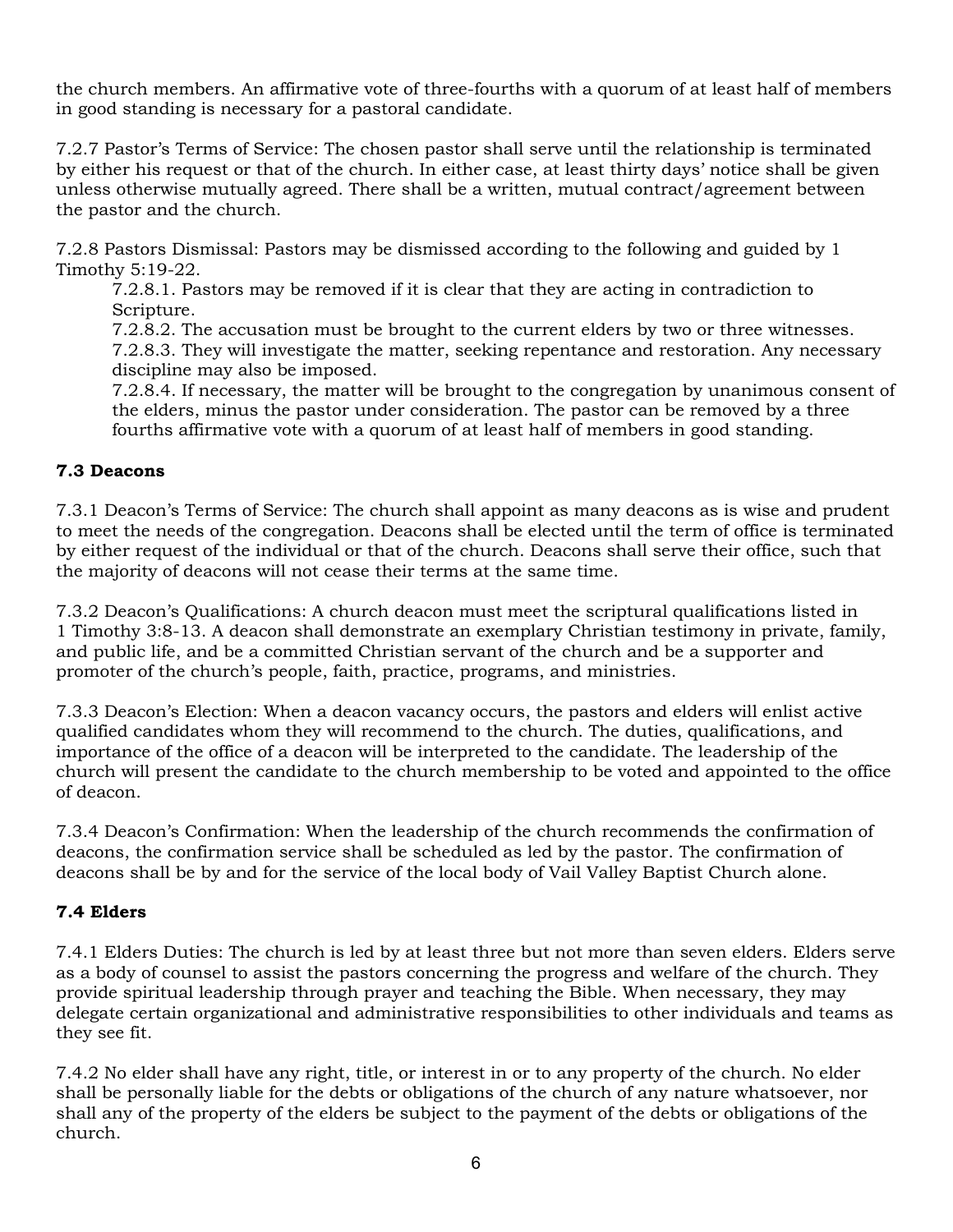the church members. An affirmative vote of three-fourths with a quorum of at least half of members in good standing is necessary for a pastoral candidate.

7.2.7 Pastor's Terms of Service: The chosen pastor shall serve until the relationship is terminated by either his request or that of the church. In either case, at least thirty days' notice shall be given unless otherwise mutually agreed. There shall be a written, mutual contract/agreement between the pastor and the church.

7.2.8 Pastors Dismissal: Pastors may be dismissed according to the following and guided by 1 Timothy 5:19-22.

7.2.8.1. Pastors may be removed if it is clear that they are acting in contradiction to Scripture.

7.2.8.2. The accusation must be brought to the current elders by two or three witnesses.

7.2.8.3. They will investigate the matter, seeking repentance and restoration. Any necessary discipline may also be imposed.

7.2.8.4. If necessary, the matter will be brought to the congregation by unanimous consent of the elders, minus the pastor under consideration. The pastor can be removed by a three fourths affirmative vote with a quorum of at least half of members in good standing.

### 7.3 Deacons

7.3.1 Deacon's Terms of Service: The church shall appoint as many deacons as is wise and prudent to meet the needs of the congregation. Deacons shall be elected until the term of office is terminated by either request of the individual or that of the church. Deacons shall serve their office, such that the majority of deacons will not cease their terms at the same time.

7.3.2 Deacon's Qualifications: A church deacon must meet the scriptural qualifications listed in 1 Timothy 3:8-13. A deacon shall demonstrate an exemplary Christian testimony in private, family, and public life, and be a committed Christian servant of the church and be a supporter and promoter of the church's people, faith, practice, programs, and ministries.

7.3.3 Deacon's Election: When a deacon vacancy occurs, the pastors and elders will enlist active qualified candidates whom they will recommend to the church. The duties, qualifications, and importance of the office of a deacon will be interpreted to the candidate. The leadership of the church will present the candidate to the church membership to be voted and appointed to the office of deacon.

7.3.4 Deacon's Confirmation: When the leadership of the church recommends the confirmation of deacons, the confirmation service shall be scheduled as led by the pastor. The confirmation of deacons shall be by and for the service of the local body of Vail Valley Baptist Church alone.

### 7.4 Elders

7.4.1 Elders Duties: The church is led by at least three but not more than seven elders. Elders serve as a body of counsel to assist the pastors concerning the progress and welfare of the church. They provide spiritual leadership through prayer and teaching the Bible. When necessary, they may delegate certain organizational and administrative responsibilities to other individuals and teams as they see fit.

7.4.2 No elder shall have any right, title, or interest in or to any property of the church. No elder shall be personally liable for the debts or obligations of the church of any nature whatsoever, nor shall any of the property of the elders be subject to the payment of the debts or obligations of the church.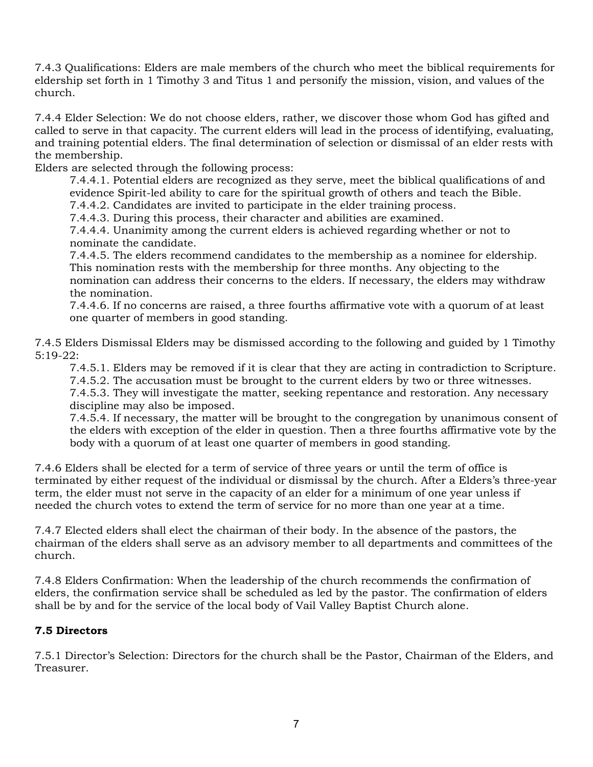7.4.3 Qualifications: Elders are male members of the church who meet the biblical requirements for eldership set forth in 1 Timothy 3 and Titus 1 and personify the mission, vision, and values of the church.

7.4.4 Elder Selection: We do not choose elders, rather, we discover those whom God has gifted and called to serve in that capacity. The current elders will lead in the process of identifying, evaluating, and training potential elders. The final determination of selection or dismissal of an elder rests with the membership.

Elders are selected through the following process:

> 7.4.4.1. Potential elders are recognized as they serve, meet the biblical qualifications of and evidence Spirit-led ability to care for the spiritual growth of others and teach the Bible.
>
> 7.4.4.2. Candidates are invited to participate in the elder training process.
>
> 7.4.4.3. During this process, their character and abilities are examined.
>
> 7.4.4.4. Unanimity among the current elders is achieved regarding whether or not to nominate the candidate.
>
> 7.4.4.5. The elders recommend candidates to the membership as a nominee for eldership. This nomination rests with the membership for three months. Any objecting to the nomination can address their concerns to the elders. If necessary, the elders may withdraw the nomination.
>
> 7.4.4.6. If no concerns are raised, a three fourths affirmative vote with a quorum of at least one quarter of members in good standing.

7.4.5 Elders Dismissal Elders may be dismissed according to the following and guided by 1 Timothy 5:19-22:

> 7.4.5.1. Elders may be removed if it is clear that they are acting in contradiction to Scripture.
>
> 7.4.5.2. The accusation must be brought to the current elders by two or three witnesses.
>
> 7.4.5.3. They will investigate the matter, seeking repentance and restoration. Any necessary discipline may also be imposed.
>
> 7.4.5.4. If necessary, the matter will be brought to the congregation by unanimous consent of the elders with exception of the elder in question. Then a three fourths affirmative vote by the body with a quorum of at least one quarter of members in good standing.

7.4.6 Elders shall be elected for a term of service of three years or until the term of office is terminated by either request of the individual or dismissal by the church. After a Elders's three-year term, the elder must not serve in the capacity of an elder for a minimum of one year unless if needed the church votes to extend the term of service for no more than one year at a time.

7.4.7 Elected elders shall elect the chairman of their body. In the absence of the pastors, the chairman of the elders shall serve as an advisory member to all departments and committees of the church.

7.4.8 Elders Confirmation: When the leadership of the church recommends the confirmation of elders, the confirmation service shall be scheduled as led by the pastor. The confirmation of elders shall be by and for the service of the local body of Vail Valley Baptist Church alone.

### 7.5 Directors

7.5.1 Director's Selection: Directors for the church shall be the Pastor, Chairman of the Elders, and Treasurer.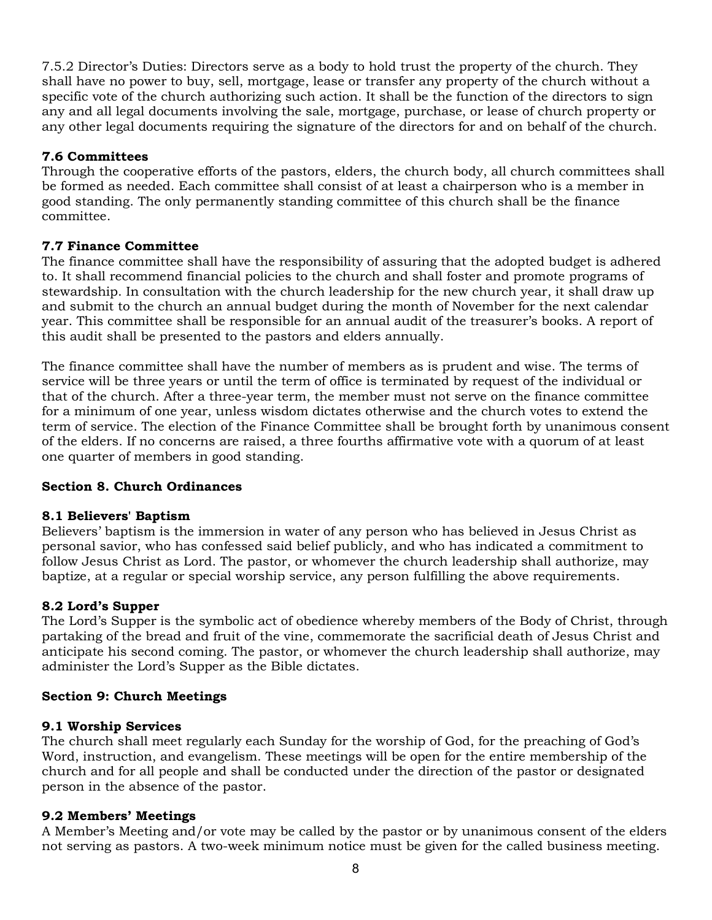7.5.2 Director's Duties: Directors serve as a body to hold trust the property of the church. They shall have no power to buy, sell, mortgage, lease or transfer any property of the church without a specific vote of the church authorizing such action. It shall be the function of the directors to sign any and all legal documents involving the sale, mortgage, purchase, or lease of church property or any other legal documents requiring the signature of the directors for and on behalf of the church.

**7.6 Committees**

Through the cooperative efforts of the pastors, elders, the church body, all church committees shall be formed as needed. Each committee shall consist of at least a chairperson who is a member in good standing. The only permanently standing committee of this church shall be the finance committee.

**7.7 Finance Committee**

The finance committee shall have the responsibility of assuring that the adopted budget is adhered to. It shall recommend financial policies to the church and shall foster and promote programs of stewardship. In consultation with the church leadership for the new church year, it shall draw up and submit to the church an annual budget during the month of November for the next calendar year. This committee shall be responsible for an annual audit of the treasurer's books. A report of this audit shall be presented to the pastors and elders annually.

The finance committee shall have the number of members as is prudent and wise. The terms of service will be three years or until the term of office is terminated by request of the individual or that of the church. After a three-year term, the member must not serve on the finance committee for a minimum of one year, unless wisdom dictates otherwise and the church votes to extend the term of service. The election of the Finance Committee shall be brought forth by unanimous consent of the elders. If no concerns are raised, a three fourths affirmative vote with a quorum of at least one quarter of members in good standing.

**Section 8. Church Ordinances**

**8.1 Believers' Baptism**

Believers' baptism is the immersion in water of any person who has believed in Jesus Christ as personal savior, who has confessed said belief publicly, and who has indicated a commitment to follow Jesus Christ as Lord. The pastor, or whomever the church leadership shall authorize, may baptize, at a regular or special worship service, any person fulfilling the above requirements.

**8.2 Lord's Supper**

The Lord's Supper is the symbolic act of obedience whereby members of the Body of Christ, through partaking of the bread and fruit of the vine, commemorate the sacrificial death of Jesus Christ and anticipate his second coming. The pastor, or whomever the church leadership shall authorize, may administer the Lord's Supper as the Bible dictates.

**Section 9: Church Meetings**

**9.1 Worship Services**

The church shall meet regularly each Sunday for the worship of God, for the preaching of God's Word, instruction, and evangelism. These meetings will be open for the entire membership of the church and for all people and shall be conducted under the direction of the pastor or designated person in the absence of the pastor.

**9.2 Members' Meetings**

A Member's Meeting and/or vote may be called by the pastor or by unanimous consent of the elders not serving as pastors. A two-week minimum notice must be given for the called business meeting.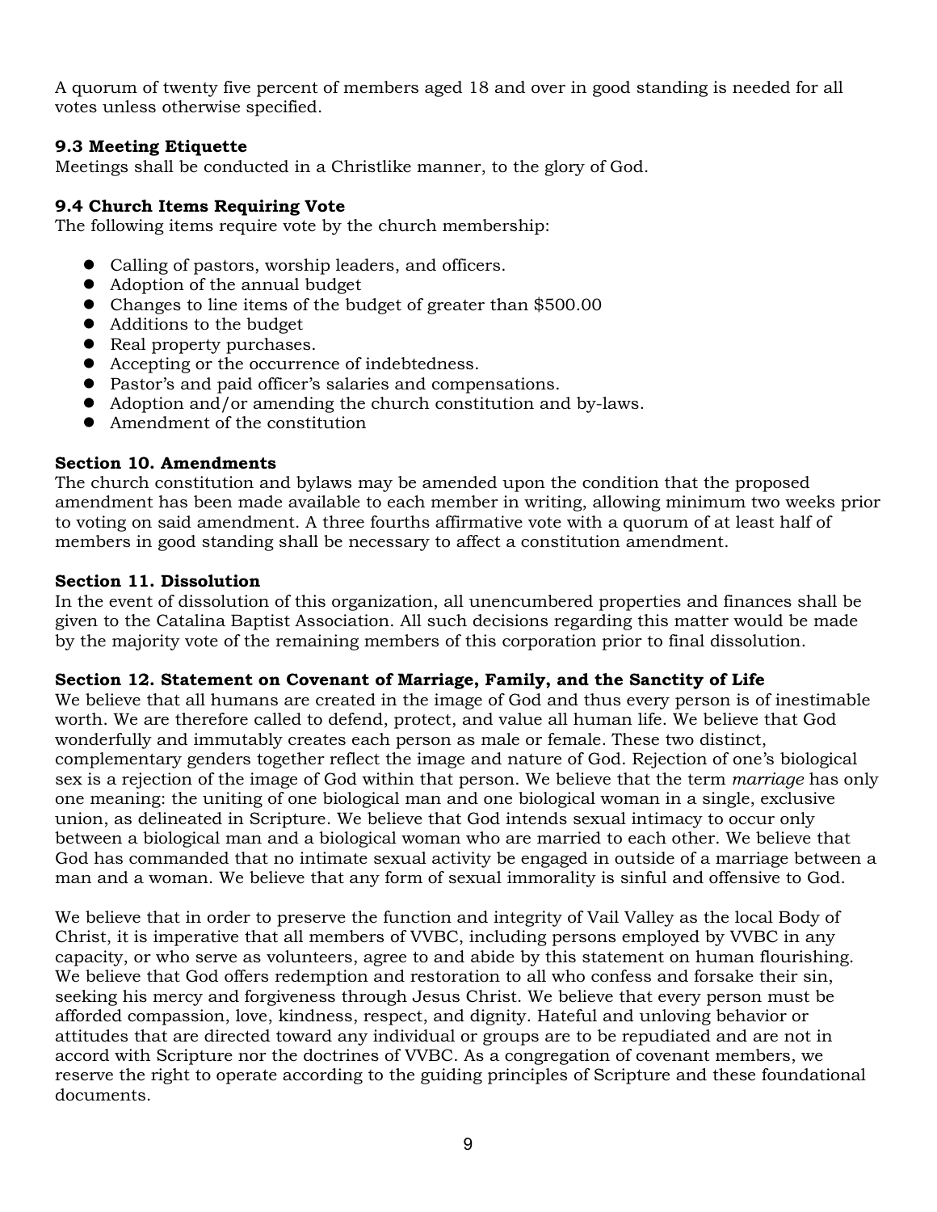A quorum of twenty five percent of members aged 18 and over in good standing is needed for all votes unless otherwise specified.

### 9.3 Meeting Etiquette

Meetings shall be conducted in a Christlike manner, to the glory of God.

### 9.4 Church Items Requiring Vote

The following items require vote by the church membership:

- Calling of pastors, worship leaders, and officers.
- Adoption of the annual budget
- Changes to line items of the budget of greater than $500.00
- Additions to the budget
- Real property purchases.
- Accepting or the occurrence of indebtedness.
- Pastor's and paid officer's salaries and compensations.
- Adoption and/or amending the church constitution and by-laws.
- Amendment of the constitution

## Section 10. Amendments

The church constitution and bylaws may be amended upon the condition that the proposed amendment has been made available to each member in writing, allowing minimum two weeks prior to voting on said amendment. A three fourths affirmative vote with a quorum of at least half of members in good standing shall be necessary to affect a constitution amendment.

## Section 11. Dissolution

In the event of dissolution of this organization, all unencumbered properties and finances shall be given to the Catalina Baptist Association. All such decisions regarding this matter would be made by the majority vote of the remaining members of this corporation prior to final dissolution.

## Section 12. Statement on Covenant of Marriage, Family, and the Sanctity of Life

We believe that all humans are created in the image of God and thus every person is of inestimable worth. We are therefore called to defend, protect, and value all human life. We believe that God wonderfully and immutably creates each person as male or female. These two distinct, complementary genders together reflect the image and nature of God. Rejection of one's biological sex is a rejection of the image of God within that person. We believe that the term *marriage* has only one meaning: the uniting of one biological man and one biological woman in a single, exclusive union, as delineated in Scripture. We believe that God intends sexual intimacy to occur only between a biological man and a biological woman who are married to each other. We believe that God has commanded that no intimate sexual activity be engaged in outside of a marriage between a man and a woman. We believe that any form of sexual immorality is sinful and offensive to God.

We believe that in order to preserve the function and integrity of Vail Valley as the local Body of Christ, it is imperative that all members of VVBC, including persons employed by VVBC in any capacity, or who serve as volunteers, agree to and abide by this statement on human flourishing. We believe that God offers redemption and restoration to all who confess and forsake their sin, seeking his mercy and forgiveness through Jesus Christ. We believe that every person must be afforded compassion, love, kindness, respect, and dignity. Hateful and unloving behavior or attitudes that are directed toward any individual or groups are to be repudiated and are not in accord with Scripture nor the doctrines of VVBC. As a congregation of covenant members, we reserve the right to operate according to the guiding principles of Scripture and these foundational documents.